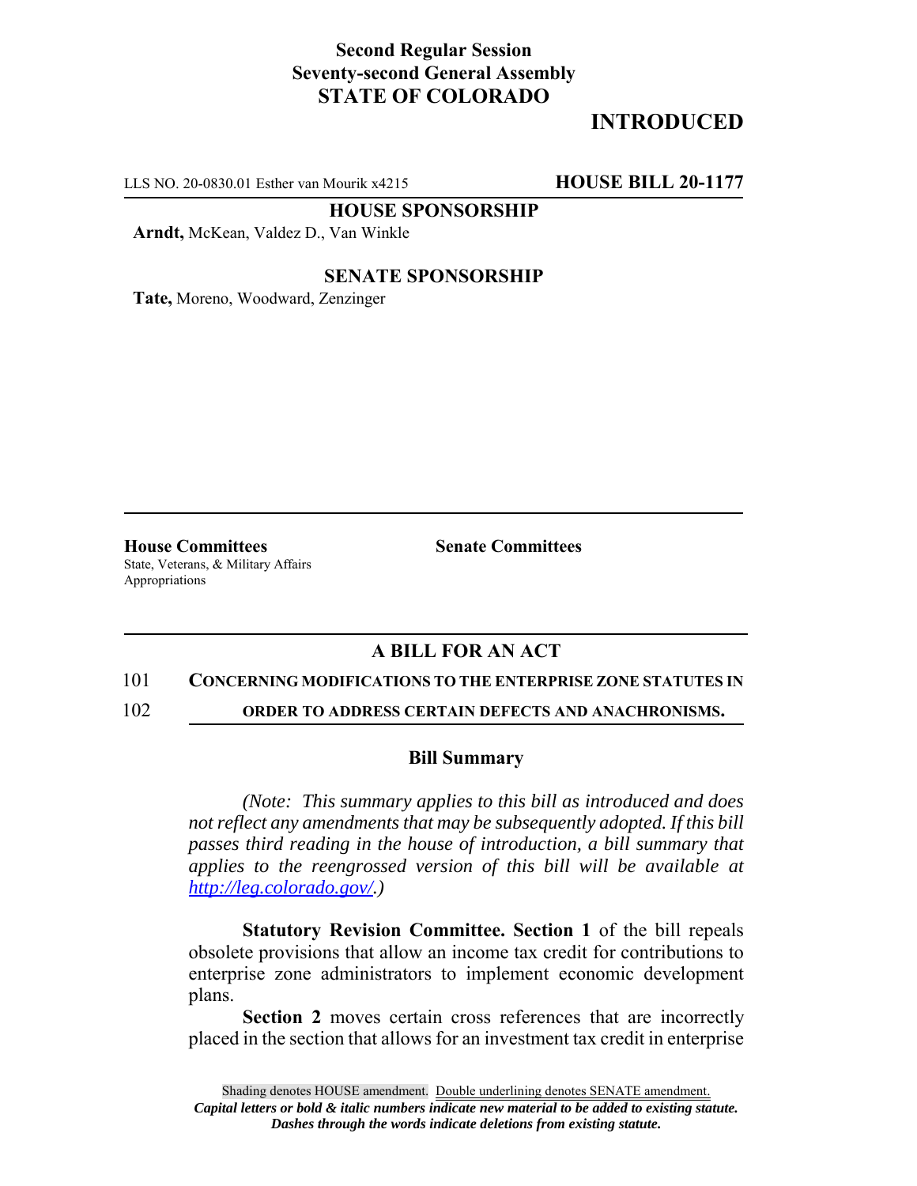**Second Regular Session**
**Seventy-second General Assembly**
**STATE OF COLORADO**

# INTRODUCED

LLS NO. 20-0830.01 Esther van Mourik x4215 **HOUSE BILL 20-1177**

**HOUSE SPONSORSHIP**

**Arndt,** McKean, Valdez D., Van Winkle

**SENATE SPONSORSHIP**

**Tate,** Moreno, Woodward, Zenzinger

**House Committees**
State, Veterans, & Military Affairs
Appropriations

**Senate Committees**

## A BILL FOR AN ACT

101 **CONCERNING MODIFICATIONS TO THE ENTERPRISE ZONE STATUTES IN**
102 **ORDER TO ADDRESS CERTAIN DEFECTS AND ANACHRONISMS.**

### Bill Summary

*(Note: This summary applies to this bill as introduced and does not reflect any amendments that may be subsequently adopted. If this bill passes third reading in the house of introduction, a bill summary that applies to the reengrossed version of this bill will be available at http://leg.colorado.gov/.)*

**Statutory Revision Committee. Section 1** of the bill repeals obsolete provisions that allow an income tax credit for contributions to enterprise zone administrators to implement economic development plans.

**Section 2** moves certain cross references that are incorrectly placed in the section that allows for an investment tax credit in enterprise

Shading denotes HOUSE amendment. Double underlining denotes SENATE amendment.
*Capital letters or bold & italic numbers indicate new material to be added to existing statute.*
*Dashes through the words indicate deletions from existing statute.*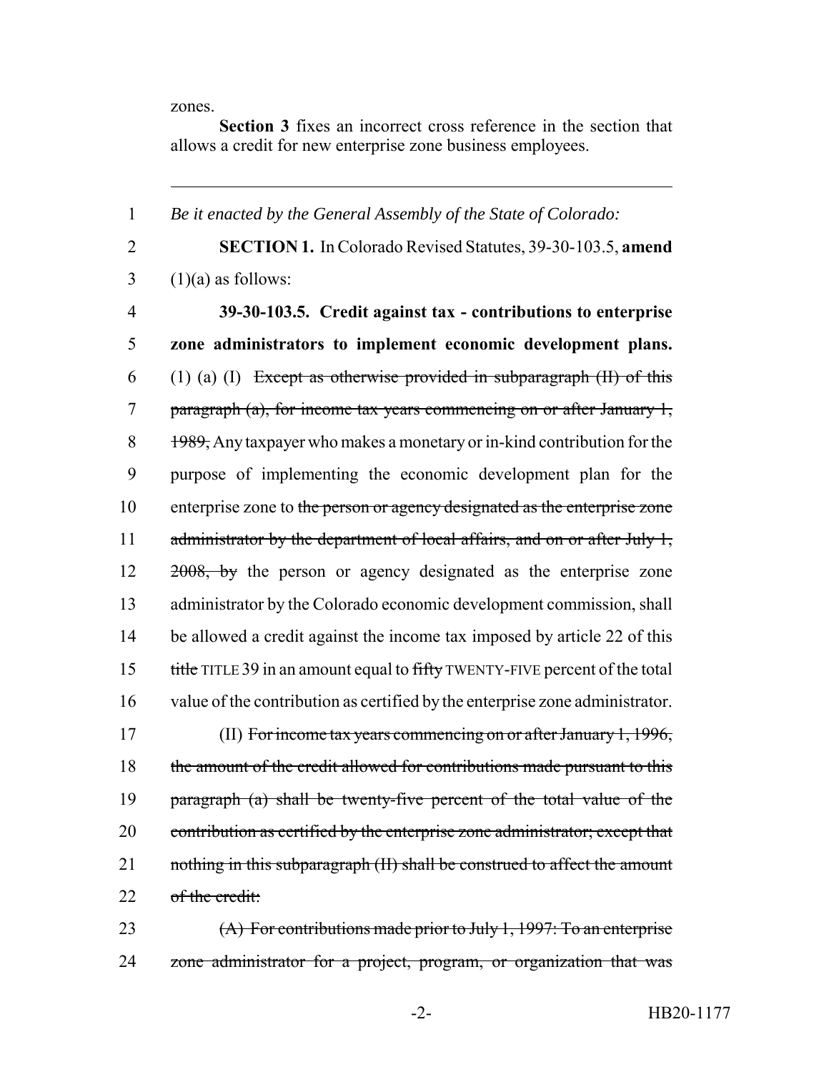zones.

**Section 3** fixes an incorrect cross reference in the section that allows a credit for new enterprise zone business employees.

---

1 *Be it enacted by the General Assembly of the State of Colorado:*

2 **SECTION 1.** In Colorado Revised Statutes, 39-30-103.5, **amend**
3 (1)(a) as follows:

4 **39-30-103.5. Credit against tax - contributions to enterprise**
5 **zone administrators to implement economic development plans.**
6 (1) (a) (I) ~~Except as otherwise provided in subparagraph (II) of this~~
7 ~~paragraph (a), for income tax years commencing on or after January 1,~~
8 ~~1989,~~ Any taxpayer who makes a monetary or in-kind contribution for the
9 purpose of implementing the economic development plan for the
10 enterprise zone to ~~the person or agency designated as the enterprise zone~~
11 ~~administrator by the department of local affairs, and on or after July 1,~~
12 ~~2008, by~~ the person or agency designated as the enterprise zone
13 administrator by the Colorado economic development commission, shall
14 be allowed a credit against the income tax imposed by article 22 of this
15 ~~title~~ TITLE 39 in an amount equal to ~~fifty~~ TWENTY-FIVE percent of the total
16 value of the contribution as certified by the enterprise zone administrator.

17 (II) ~~For income tax years commencing on or after January 1, 1996,~~
18 ~~the amount of the credit allowed for contributions made pursuant to this~~
19 ~~paragraph (a) shall be twenty-five percent of the total value of the~~
20 ~~contribution as certified by the enterprise zone administrator; except that~~
21 ~~nothing in this subparagraph (II) shall be construed to affect the amount~~
22 ~~of the credit:~~

23 ~~(A) For contributions made prior to July 1, 1997: To an enterprise~~
24 ~~zone administrator for a project, program, or organization that was~~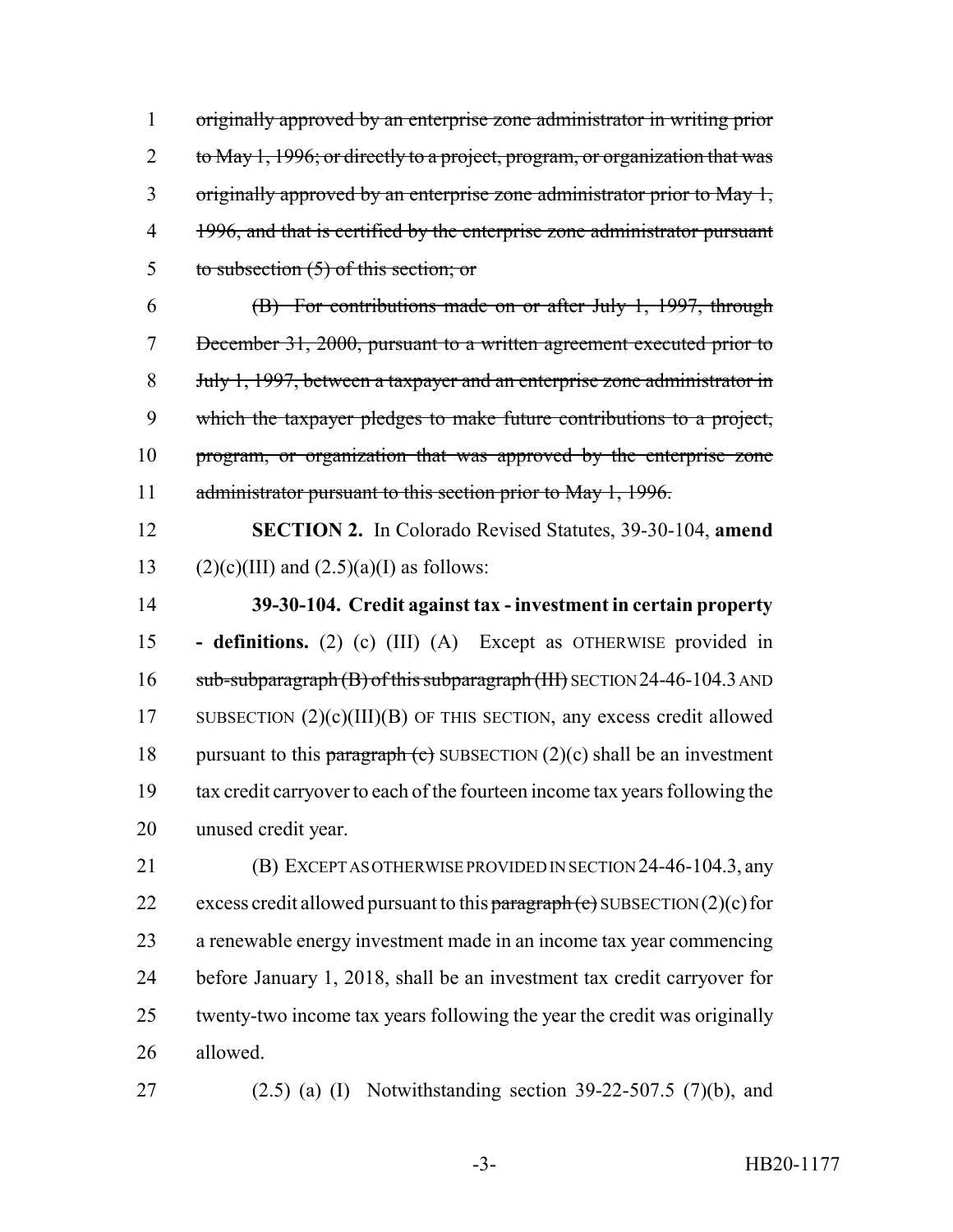originally approved by an enterprise zone administrator in writing prior to May 1, 1996; or directly to a project, program, or organization that was originally approved by an enterprise zone administrator prior to May 1, 1996, and that is certified by the enterprise zone administrator pursuant to subsection (5) of this section; or

(B) For contributions made on or after July 1, 1997, through December 31, 2000, pursuant to a written agreement executed prior to July 1, 1997, between a taxpayer and an enterprise zone administrator in which the taxpayer pledges to make future contributions to a project, program, or organization that was approved by the enterprise zone administrator pursuant to this section prior to May 1, 1996.

**SECTION 2.** In Colorado Revised Statutes, 39-30-104, **amend** (2)(c)(III) and (2.5)(a)(I) as follows:

**39-30-104. Credit against tax - investment in certain property - definitions.** (2) (c) (III) (A) Except as OTHERWISE provided in sub-subparagraph (B) of this subparagraph (III) SECTION 24-46-104.3 AND SUBSECTION (2)(c)(III)(B) OF THIS SECTION, any excess credit allowed pursuant to this paragraph (c) SUBSECTION (2)(c) shall be an investment tax credit carryover to each of the fourteen income tax years following the unused credit year.

(B) EXCEPT AS OTHERWISE PROVIDED IN SECTION 24-46-104.3, any excess credit allowed pursuant to this paragraph (c) SUBSECTION (2)(c) for a renewable energy investment made in an income tax year commencing before January 1, 2018, shall be an investment tax credit carryover for twenty-two income tax years following the year the credit was originally allowed.

(2.5) (a) (I) Notwithstanding section 39-22-507.5 (7)(b), and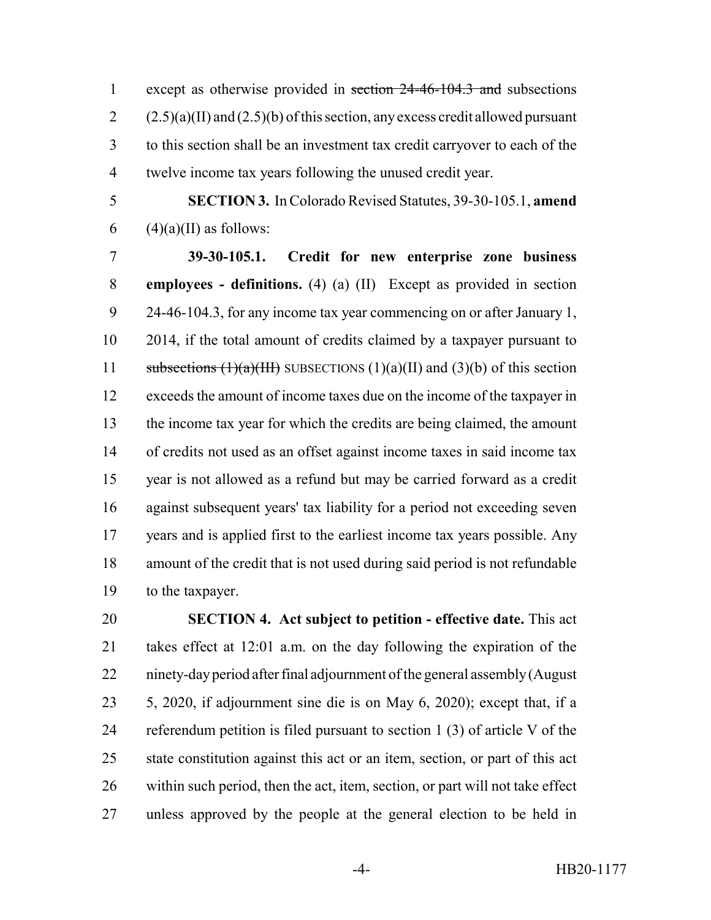except as otherwise provided in ~~section 24-46-104.3 and~~ subsections (2.5)(a)(II) and (2.5)(b) of this section, any excess credit allowed pursuant to this section shall be an investment tax credit carryover to each of the twelve income tax years following the unused credit year.

**SECTION 3.** In Colorado Revised Statutes, 39-30-105.1, **amend** (4)(a)(II) as follows:

**39-30-105.1. Credit for new enterprise zone business employees - definitions.** (4) (a) (II) Except as provided in section 24-46-104.3, for any income tax year commencing on or after January 1, 2014, if the total amount of credits claimed by a taxpayer pursuant to ~~subsections (1)(a)(III)~~ SUBSECTIONS (1)(a)(II) and (3)(b) of this section exceeds the amount of income taxes due on the income of the taxpayer in the income tax year for which the credits are being claimed, the amount of credits not used as an offset against income taxes in said income tax year is not allowed as a refund but may be carried forward as a credit against subsequent years' tax liability for a period not exceeding seven years and is applied first to the earliest income tax years possible. Any amount of the credit that is not used during said period is not refundable to the taxpayer.

**SECTION 4. Act subject to petition - effective date.** This act takes effect at 12:01 a.m. on the day following the expiration of the ninety-day period after final adjournment of the general assembly (August 5, 2020, if adjournment sine die is on May 6, 2020); except that, if a referendum petition is filed pursuant to section 1 (3) of article V of the state constitution against this act or an item, section, or part of this act within such period, then the act, item, section, or part will not take effect unless approved by the people at the general election to be held in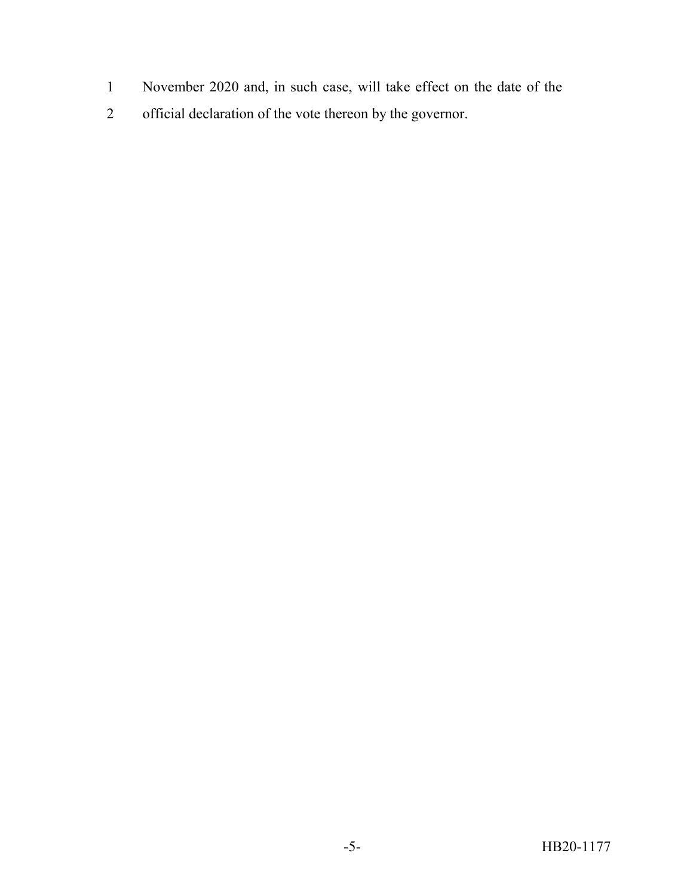November 2020 and, in such case, will take effect on the date of the official declaration of the vote thereon by the governor.